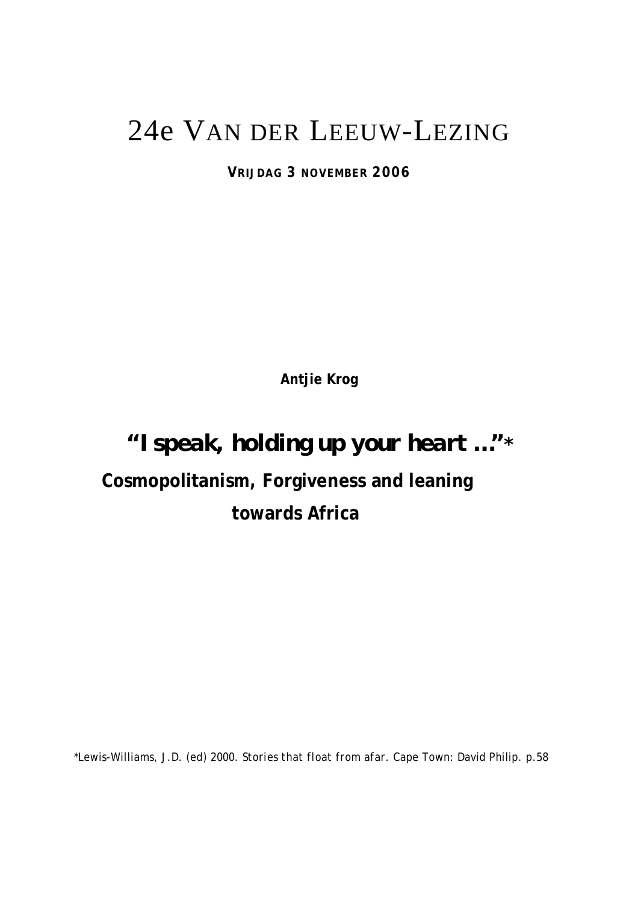# 24e VAN DER LEEUW-LEZING

**VRIJDAG 3 NOVEMBER 2006**

**Antjie Krog**

## "I speak, holding up your heart ..."*

## Cosmopolitanism, Forgiveness and leaning towards Africa

*Lewis-Williams, J.D. (ed) 2000. *Stories that float from afar*. Cape Town: David Philip. p.58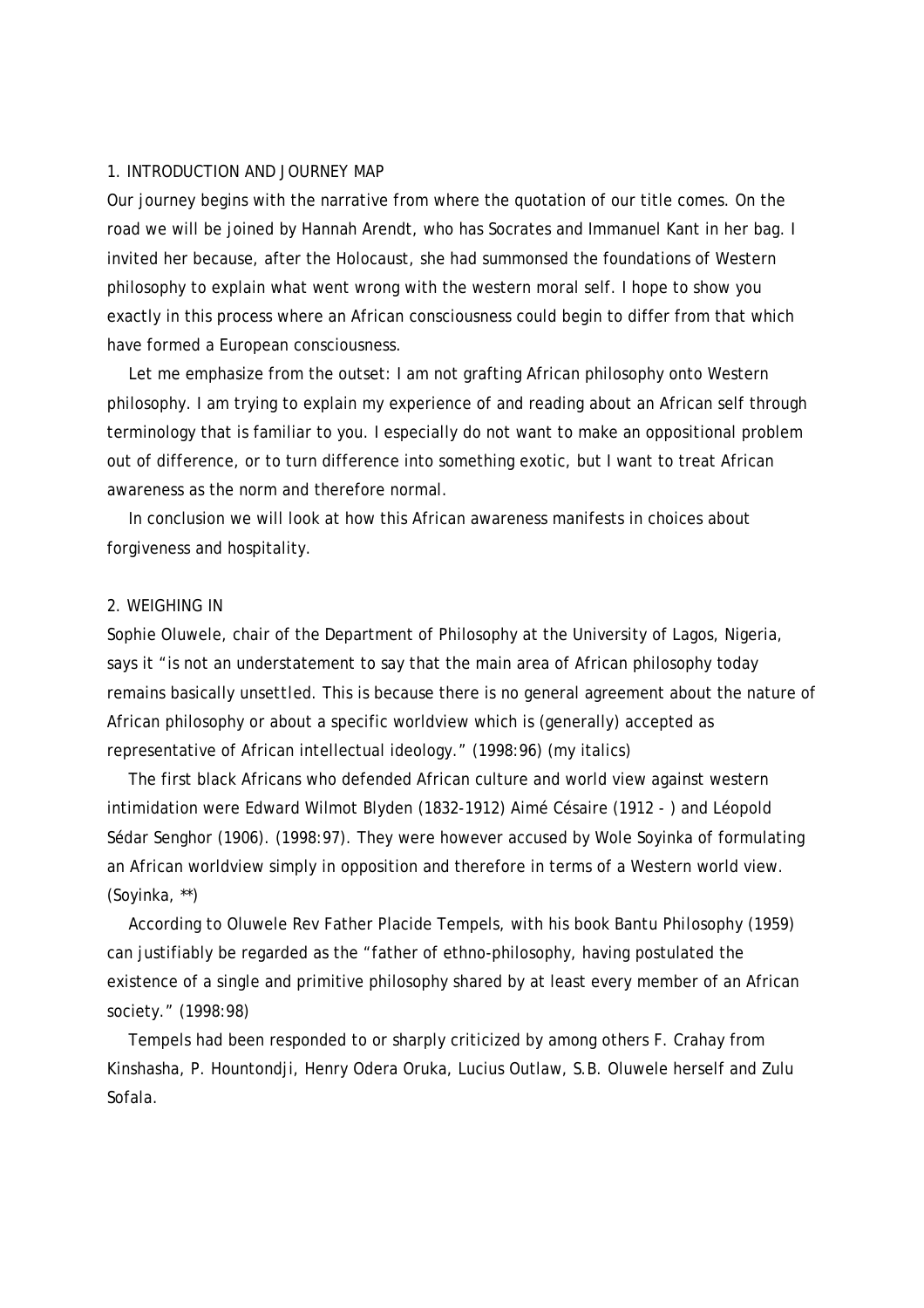## 1. INTRODUCTION AND JOURNEY MAP

Our journey begins with the narrative from where the quotation of our title comes. On the road we will be joined by Hannah Arendt, who has Socrates and Immanuel Kant in her bag. I invited her because, after the Holocaust, she had summonsed the foundations of Western philosophy to explain what went wrong with the western moral self. I hope to show you exactly in this process where an African consciousness could begin to differ from that which have formed a European consciousness.

Let me emphasize from the outset: I am not grafting African philosophy onto Western philosophy. I am trying to explain my experience of and reading about an African self through terminology that is familiar to you. I especially do not want to make an oppositional problem out of difference, or to turn difference into something exotic, but I want to treat African awareness as the norm and therefore normal.

In conclusion we will look at how this African awareness manifests in choices about forgiveness and hospitality.

## 2. WEIGHING IN

Sophie Oluwele, chair of the Department of Philosophy at the University of Lagos, Nigeria, says it "is not an understatement to say that the main area of African philosophy today remains basically *unsettled*. This is because there is no general agreement about the nature of African philosophy or about a specific worldview which is (generally) accepted as representative of African intellectual ideology." (1998:96) (my italics)

The first black Africans who defended African culture and world view against western intimidation were Edward Wilmot Blyden (1832-1912) Aimé Césaire (1912 - ) and Léopold Sédar Senghor (1906). (1998:97). They were however accused by Wole Soyinka of formulating an African worldview simply in opposition and therefore in terms of a Western world view. (Soyinka, **)

According to Oluwele Rev Father Placide Tempels, with his book Bantu Philosophy (1959) can justifiably be regarded as the "father of ethno-philosophy, having postulated the existence of a single and primitive philosophy shared by at least every member of an African society." (1998:98)

Tempels had been responded to or sharply criticized by among others F. Crahay from Kinshasha, P. Hountondji, Henry Odera Oruka, Lucius Outlaw, S.B. Oluwele herself and Zulu Sofala.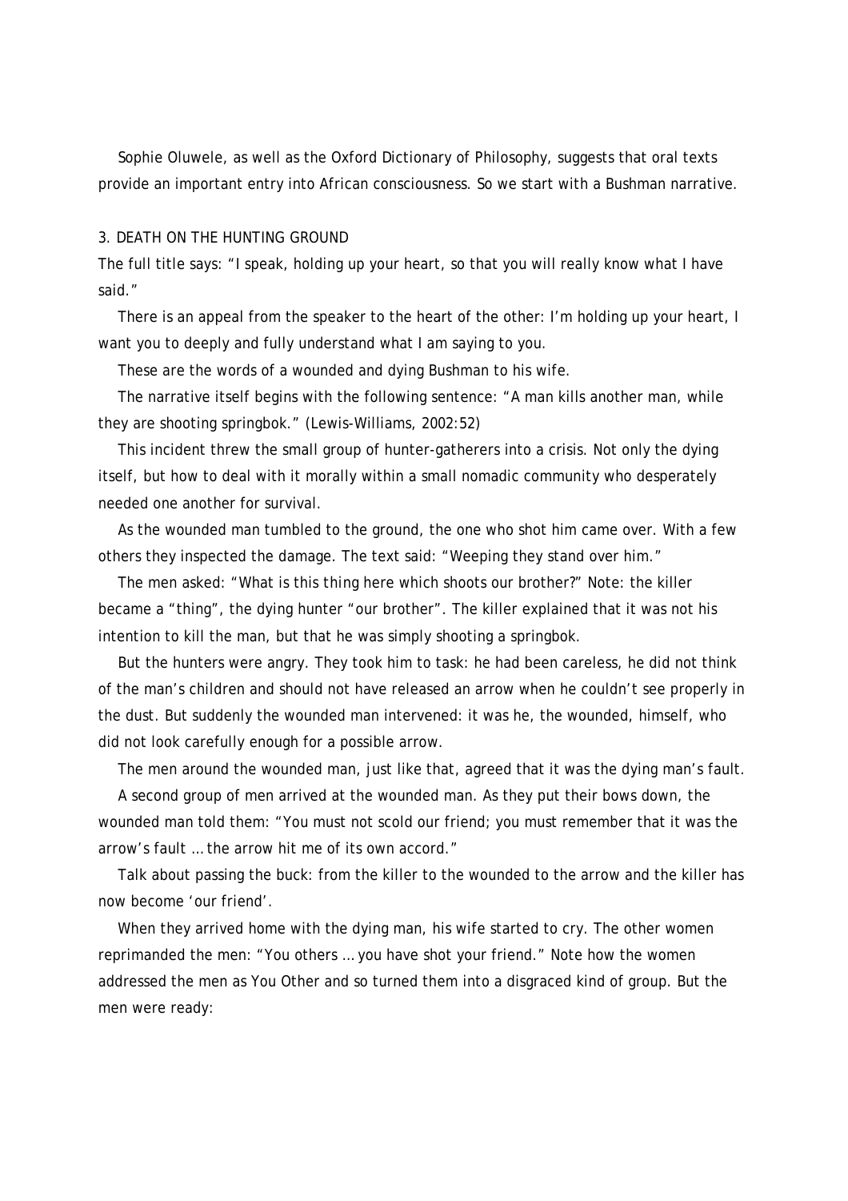Sophie Oluwele, as well as the Oxford Dictionary of Philosophy, suggests that oral texts provide an important entry into African consciousness. So we start with a Bushman narrative.

## 3. DEATH ON THE HUNTING GROUND

The full title says: "I speak, holding up your heart, so that you will really know what I have said."

There is an appeal from the speaker to the heart of the other: I'm holding up your heart, I want you to deeply and fully understand what I am saying to you.

These are the words of a wounded and dying Bushman to his wife.

The narrative itself begins with the following sentence: "A man kills another man, while they are shooting springbok." (Lewis-Williams, 2002:52)

This incident threw the small group of hunter-gatherers into a crisis. Not only the dying itself, but how to deal with it morally within a small nomadic community who desperately needed one another for survival.

As the wounded man tumbled to the ground, the one who shot him came over. With a few others they inspected the damage. The text said: "Weeping they stand over him."

The men asked: "What is *this thing* here which shoots our brother?" Note: the killer became a "thing", the dying hunter "our brother". The killer explained that it was not his intention to kill the man, but that he was simply shooting a springbok.

But the hunters were angry. They took him to task: he had been careless, he did not think of the man's children and should not have released an arrow when he couldn't see properly in the dust. But suddenly the wounded man intervened: it was he, the wounded, himself, who did not look carefully enough for a possible arrow.

The men around the wounded man, just like that, agreed that it was the dying man's fault.

A second group of men arrived at the wounded man. As they put their bows down, the wounded man told them: "You must not scold our friend; you must remember that it was the arrow's fault … the arrow hit me of its own accord."

Talk about passing the buck: from the killer to the wounded to the arrow and the killer has now become 'our friend'.

When they arrived home with the dying man, his wife started to cry. The other women reprimanded the men: "You others … you have shot your friend." Note how the women addressed the men as You Other and so turned them into a disgraced kind of group. But the men were ready: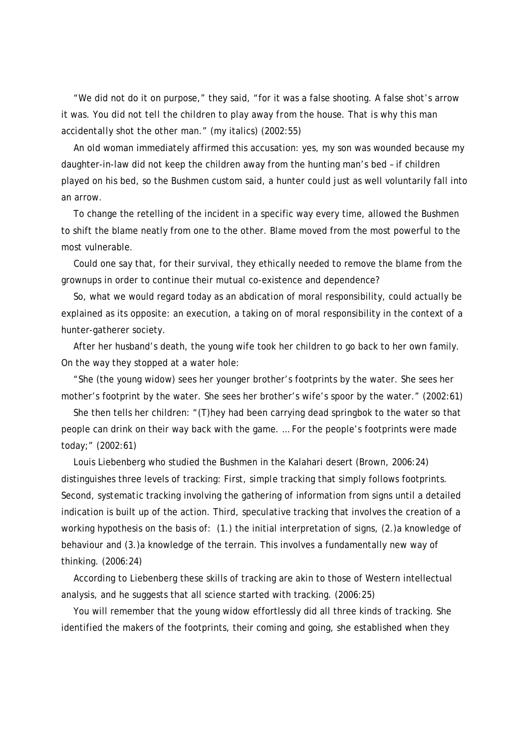"We did not do it on purpose," they said, "for it was a false shooting. A false shot's arrow it was. *You did not tell the children to play away from the house.* That is why this man accidentally shot the other man." (my italics) (2002:55)

An old woman immediately affirmed this accusation: yes, my son was wounded because my daughter-in-law did not keep the children away from the hunting man's bed – if children played on his bed, so the Bushmen custom said, a hunter could just as well voluntarily fall into an arrow.

To change the retelling of the incident in a specific way every time, allowed the Bushmen to shift the blame neatly from one to the other. Blame moved from the most powerful to the most vulnerable.

Could one say that, for their survival, they ethically needed to remove the blame from the grownups in order to continue their mutual co-existence and dependence?

So, what we would regard today as an abdication of moral responsibility, could actually be explained as its opposite: an execution, a taking on of moral responsibility in the context of a hunter-gatherer society.

After her husband's death, the young wife took her children to go back to her own family. On the way they stopped at a water hole:

"She (the young widow) sees her younger brother's footprints by the water. She sees her mother's footprint by the water. She sees her brother's wife's spoor by the water." (2002:61)

She then tells her children: "(T)hey had been carrying dead springbok to the water so that people can drink on their way back with the game. … For the people's footprints were made today;" (2002:61)

Louis Liebenberg who studied the Bushmen in the Kalahari desert (Brown, 2006:24) distinguishes three levels of tracking: First, *simple* tracking that simply follows footprints. Second, *systematic* tracking involving the gathering of information from signs until a detailed indication is built up of the action. Third, *speculative* tracking that involves the creation of a working hypothesis on the basis of: (1.) the initial interpretation of signs, (2.)a knowledge of behaviour and (3.)a knowledge of the terrain. This involves a fundamentally new way of thinking. (2006:24)

According to Liebenberg these skills of tracking are akin to those of Western intellectual analysis, and he suggests that all science started with tracking. (2006:25)

You will remember that the young widow effortlessly did all three kinds of tracking. She identified the makers of the footprints, their coming and going, she established when they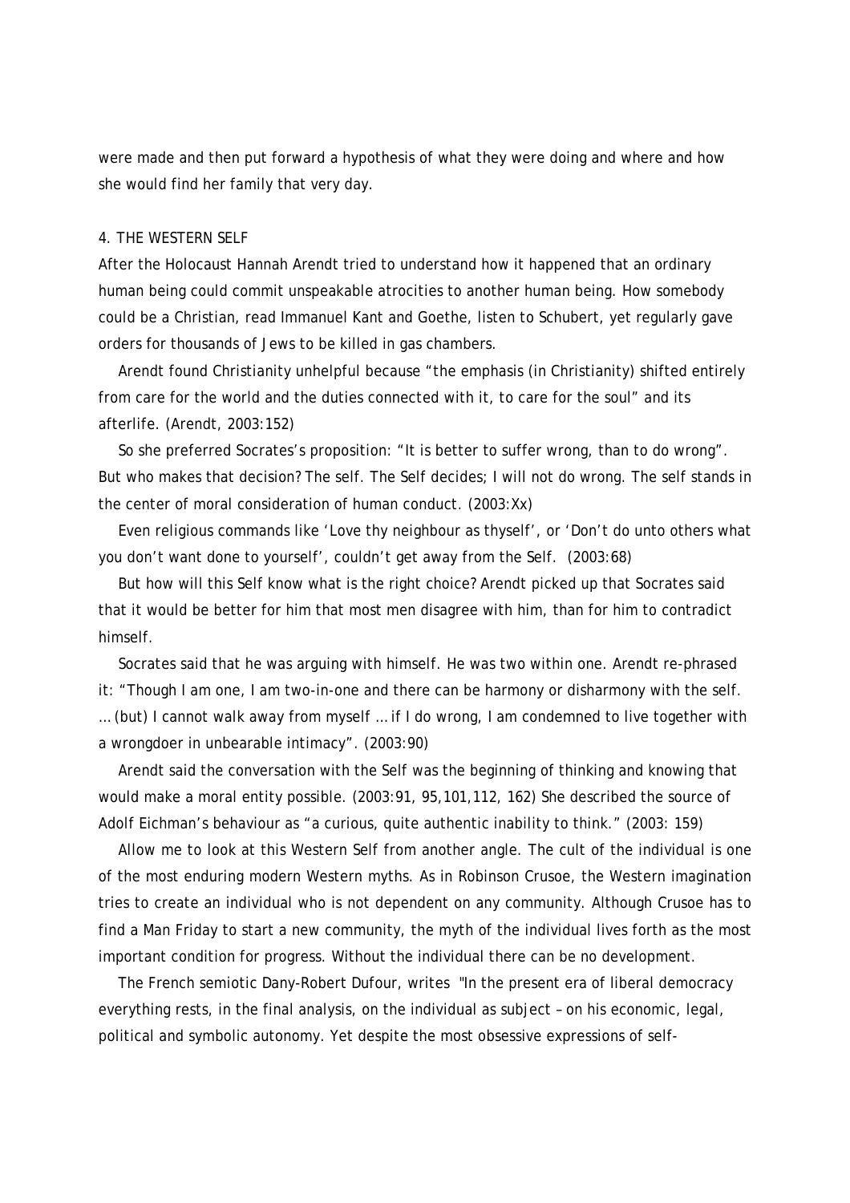were made and then put forward a hypothesis of what they were doing and where and how she would find her family that very day.

## 4. THE WESTERN SELF

After the Holocaust Hannah Arendt tried to understand how it happened that an ordinary human being could commit unspeakable atrocities to another human being. How somebody could be a Christian, read Immanuel Kant and Goethe, listen to Schubert, yet regularly gave orders for thousands of Jews to be killed in gas chambers.

Arendt found Christianity unhelpful because "the emphasis (in Christianity) shifted entirely from care for the world and the duties connected with it, to care for the soul" and its afterlife. (Arendt, 2003:152)

So she preferred Socrates's proposition: "It is better to suffer wrong, than to do wrong". But who makes that decision? The self. The Self decides; I will not do wrong. The self stands in the center of moral consideration of human conduct. (2003:Xx)

Even religious commands like 'Love thy neighbour as thyself', or 'Don't do unto others what you don't want done to yourself', couldn't get away from the Self. (2003:68)

But how will this Self know what is the right choice? Arendt picked up that Socrates said that it would be better for him that most men disagree with him, than for him to contradict himself.

Socrates said that he was arguing with himself. He was two within one. Arendt re-phrased it: "Though I am one, I am two-in-one and there can be harmony or disharmony with the self. … (but) I cannot walk away from myself … if I do wrong, I am condemned to live together with a wrongdoer in unbearable intimacy". (2003:90)

Arendt said the conversation with the Self was the beginning of thinking and knowing that would make a moral entity possible. (2003:91, 95,101,112, 162) She described the source of Adolf Eichman's behaviour as "a curious, quite authentic inability to think." (2003: 159)

Allow me to look at this Western Self from another angle. The cult of the individual is one of the most enduring modern Western myths. As in Robinson Crusoe, the Western imagination tries to create an individual who is not dependent on any community. Although Crusoe has to find a Man Friday to start a new community, the myth of the individual lives forth as the most important condition for progress. Without the individual there can be no development.

The French semiotic Dany-Robert Dufour, writes "In the present era of liberal democracy everything rests, in the final analysis, on the individual as subject – on his economic, legal, political and symbolic autonomy. Yet despite the most obsessive expressions of self-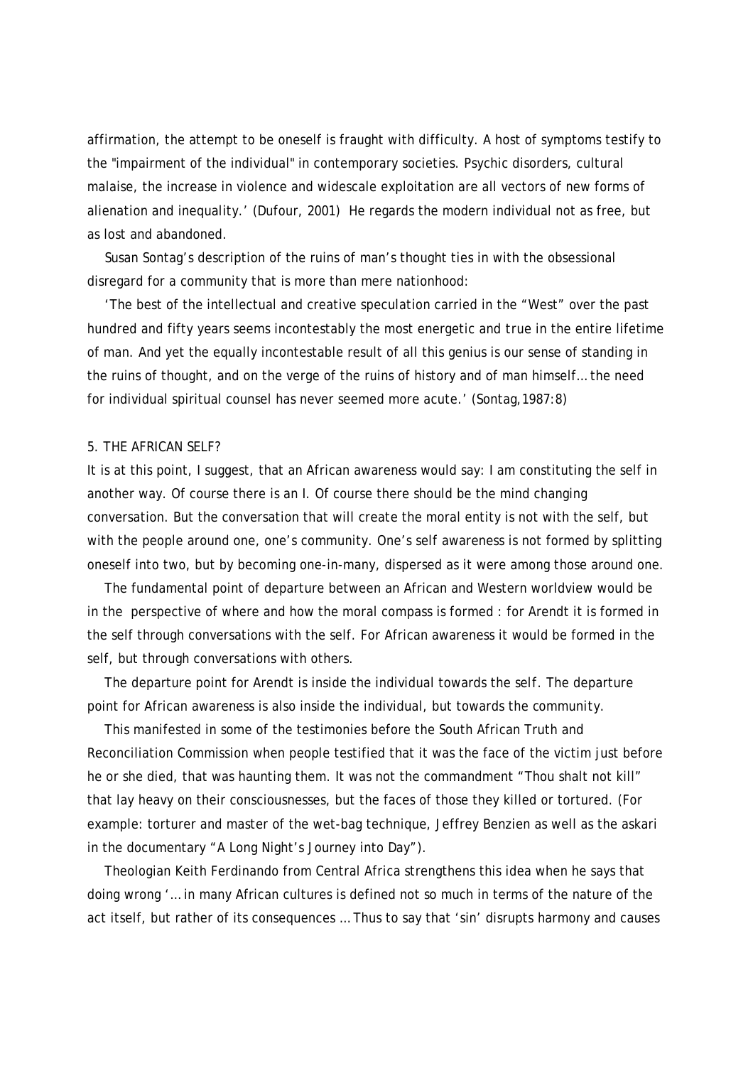affirmation, the attempt to be oneself is fraught with difficulty. A host of symptoms testify to the "impairment of the individual" in contemporary societies. Psychic disorders, cultural malaise, the increase in violence and widescale exploitation are all vectors of new forms of alienation and inequality.' (Dufour, 2001) He regards the modern individual not as free, but as lost and abandoned.

Susan Sontag's description of the ruins of man's thought ties in with the obsessional disregard for a community that is more than mere nationhood:

'The best of the intellectual and creative speculation carried in the "West" over the past hundred and fifty years seems incontestably the most energetic and true in the entire lifetime of man. And yet the equally incontestable result of all this genius is our sense of standing in the ruins of thought, and on the verge of the ruins of history and of man himself… the need for individual spiritual counsel has never seemed more acute.' (Sontag,1987:8)

## 5. THE AFRICAN SELF?

It is at this point, I suggest, that an African awareness would say: I am constituting the self in another way. Of course there is an I. Of course there should be the mind changing conversation. But the conversation that will create the moral entity is not with the self, but with the people around one, one's community. One's self awareness is not formed by splitting oneself into two, but by becoming one-in-many, dispersed as it were among those around one.

The fundamental point of departure between an African and Western worldview would be in the perspective of where and how the moral compass is formed : for Arendt it is formed in the self through conversations with the self. For African awareness it would be formed in the self, but through conversations with others.

The departure point for Arendt is inside the individual towards the self. The departure point for African awareness is also inside the individual, but towards the community.

This manifested in some of the testimonies before the South African Truth and Reconciliation Commission when people testified that it was the face of the victim just before he or she died, that was haunting them. It was not the commandment "Thou shalt not kill" that lay heavy on their consciousnesses, but the faces of those they killed or tortured. (For example: torturer and master of the wet-bag technique, Jeffrey Benzien as well as the askari in the documentary "A Long Night's Journey into Day").

Theologian Keith Ferdinando from Central Africa strengthens this idea when he says that doing wrong '… in many African cultures is defined not so much in terms of the nature of the act itself, but rather of its consequences … Thus to say that 'sin' disrupts harmony and causes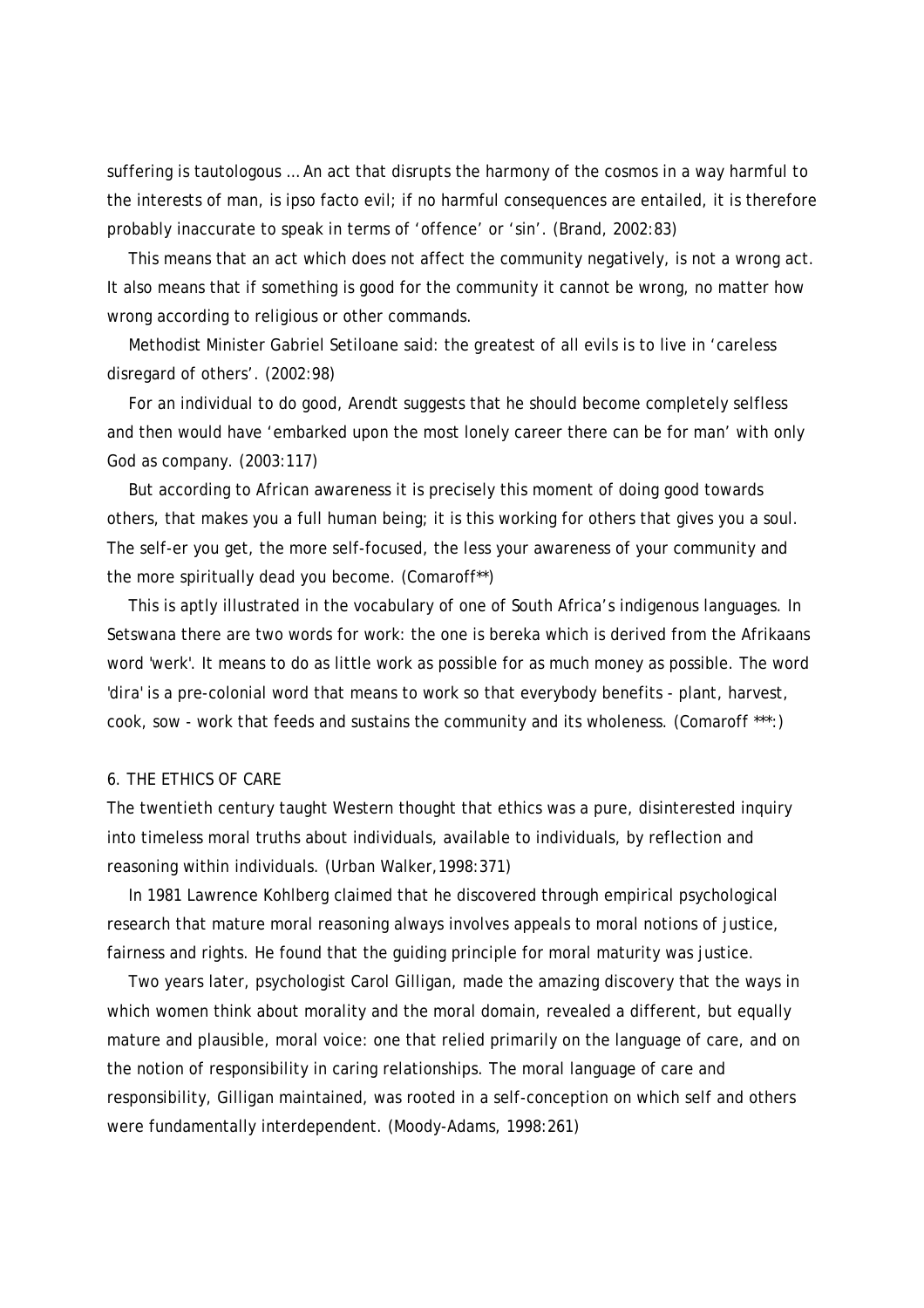suffering is tautologous … An act that disrupts the harmony of the cosmos in a way harmful to the interests of man, is ipso facto evil; if no harmful consequences are entailed, it is therefore probably inaccurate to speak in terms of 'offence' or 'sin'. (Brand, 2002:83)

This means that an act which does not affect the community negatively, is not a wrong act. It also means that if something is good for the community it cannot be wrong, no matter how wrong according to religious or other commands.

Methodist Minister Gabriel Setiloane said: the greatest of all evils is to live in 'careless disregard of others'. (2002:98)

For an individual to do good, Arendt suggests that he should become completely selfless and then would have 'embarked upon the most lonely career there can be for man' with only God as company. (2003:117)

But according to African awareness it is precisely this moment of doing good towards others, that makes you a full human being; it is this working for others that gives you a soul. The self-er you get, the more self-focused, the less your awareness of your community and the more spiritually dead you become. (Comaroff**)

This is aptly illustrated in the vocabulary of one of South Africa's indigenous languages. In Setswana there are two words for work: the one is bereka which is derived from the Afrikaans word 'werk'. It means to do as little work as possible for as much money as possible. The word 'dira' is a pre-colonial word that means to work so that everybody benefits - plant, harvest, cook, sow - work that feeds and sustains the community and its wholeness. (Comaroff ***:)

## 6. THE ETHICS OF CARE

The twentieth century taught Western thought that ethics was a pure, disinterested inquiry into timeless moral truths about individuals, available to individuals, by reflection and reasoning within individuals. (Urban Walker,1998:371)

In 1981 Lawrence Kohlberg claimed that he discovered through empirical psychological research that mature moral reasoning always involves appeals to moral notions of justice, fairness and rights. He found that the guiding principle for moral maturity was justice.

Two years later, psychologist Carol Gilligan, made the amazing discovery that the ways in which women think about morality and the moral domain, revealed a different, but equally mature and plausible, moral voice: one that relied primarily on the language of care, and on the notion of responsibility in caring relationships. The moral language of care and responsibility, Gilligan maintained, was rooted in a self-conception on which self and others were fundamentally interdependent. (Moody-Adams, 1998:261)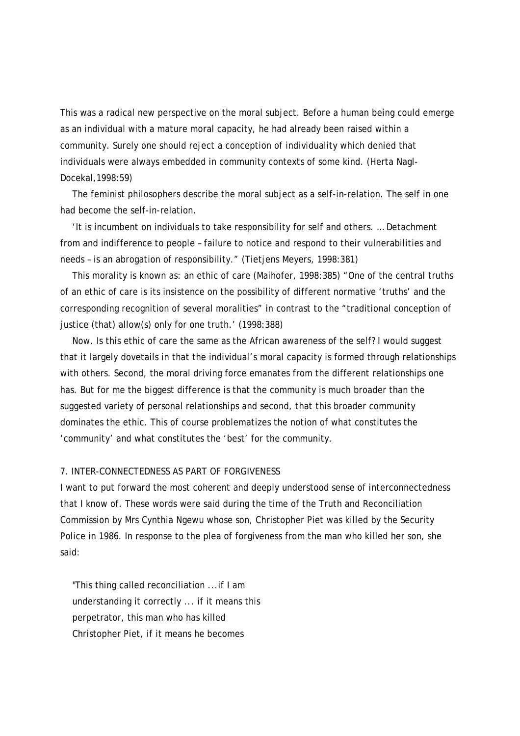This was a radical new perspective on the moral subject. Before a human being could emerge as an individual with a mature moral capacity, he had already been raised within a community. Surely one should reject a conception of individuality which denied that individuals were always embedded in community contexts of some kind. (Herta Nagl-Docekal,1998:59)

The feminist philosophers describe the moral subject as a self-in-relation. The self in one had become the self-in-relation.

'It is incumbent on individuals to take responsibility for self and others. … Detachment from and indifference to people – failure to notice and respond to their vulnerabilities and needs – is an abrogation of responsibility." (Tietjens Meyers, 1998:381)

This morality is known as: an ethic of care (Maihofer, 1998:385) "One of the central truths of an ethic of care is its insistence on the possibility of different normative 'truths' and the corresponding recognition of several moralities" in contrast to the "traditional conception of justice (that) allow(s) only for one truth.' (1998:388)

Now. Is this ethic of care the same as the African awareness of the self? I would suggest that it largely dovetails in that the individual's moral capacity is formed through relationships with others. Second, the moral driving force emanates from the different relationships one has. But for me the biggest difference is that the community is much broader than the suggested variety of personal relationships and second, that this broader community dominates the ethic. This of course problematizes the notion of what constitutes the 'community' and what constitutes the 'best' for the community.

## 7. INTER-CONNECTEDNESS AS PART OF FORGIVENESS

I want to put forward the most coherent and deeply understood sense of interconnectedness that I know of. These words were said during the time of the Truth and Reconciliation Commission by Mrs Cynthia Ngewu whose son, Christopher Piet was killed by the Security Police in 1986. In response to the plea of forgiveness from the man who killed her son, she said:

> "This thing called reconciliation ...if I am
> understanding it correctly ... if it means this
> perpetrator, this man who has killed
> Christopher Piet, if it means he becomes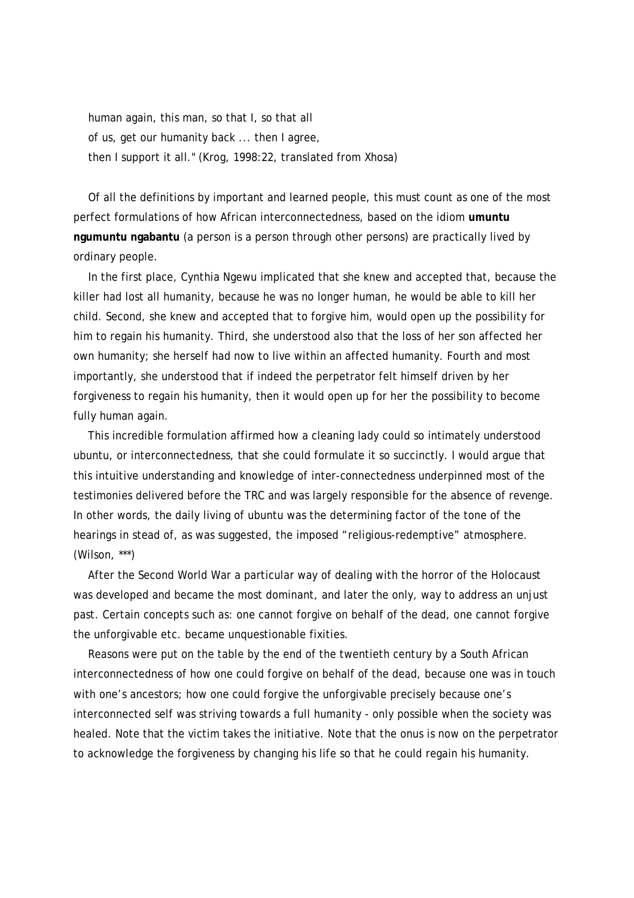human again, this man, so that I, so that all
of us, get our humanity back ... then I agree,
then I support it all." (Krog, 1998:22, translated from Xhosa)

Of all the definitions by important and learned people, this must count as one of the most perfect formulations of how African interconnectedness, based on the idiom **umuntu ngumuntu ngabantu** (a person is a person through other persons) are practically lived by ordinary people.

In the first place, Cynthia Ngewu implicated that she knew and accepted that, because the killer had lost all humanity, because he was no longer human, he would be able to kill her child. Second, she knew and accepted that to forgive him, would open up the possibility for him to regain his humanity. Third, she understood also that the loss of her son affected her own humanity; she herself had now to live within an affected humanity. Fourth and most importantly, she understood that if indeed the perpetrator felt himself driven by her forgiveness to regain his humanity, then it would open up for her the possibility to become fully human again.

This incredible formulation affirmed how a cleaning lady could so intimately understood ubuntu, or interconnectedness, that she could formulate it so succinctly. I would argue that this intuitive understanding and knowledge of inter-connectedness underpinned most of the testimonies delivered before the TRC and was largely responsible for the absence of revenge. In other words, the daily living of ubuntu was the determining factor of the tone of the hearings in stead of, as was suggested, the imposed "religious-redemptive" atmosphere. (Wilson, ***)

After the Second World War a particular way of dealing with the horror of the Holocaust was developed and became the most dominant, and later the only, way to address an unjust past. Certain concepts such as: one cannot forgive on behalf of the dead, one cannot forgive the unforgivable etc. became unquestionable fixities.

Reasons were put on the table by the end of the twentieth century by a South African interconnectedness of how one could forgive on behalf of the dead, because one was in touch with one's ancestors; how one could forgive the unforgivable precisely because one's interconnected self was striving towards a full humanity - only possible when the society was healed. Note that the victim takes the initiative. Note that the onus is now on the perpetrator to acknowledge the forgiveness by changing his life so that he could regain his humanity.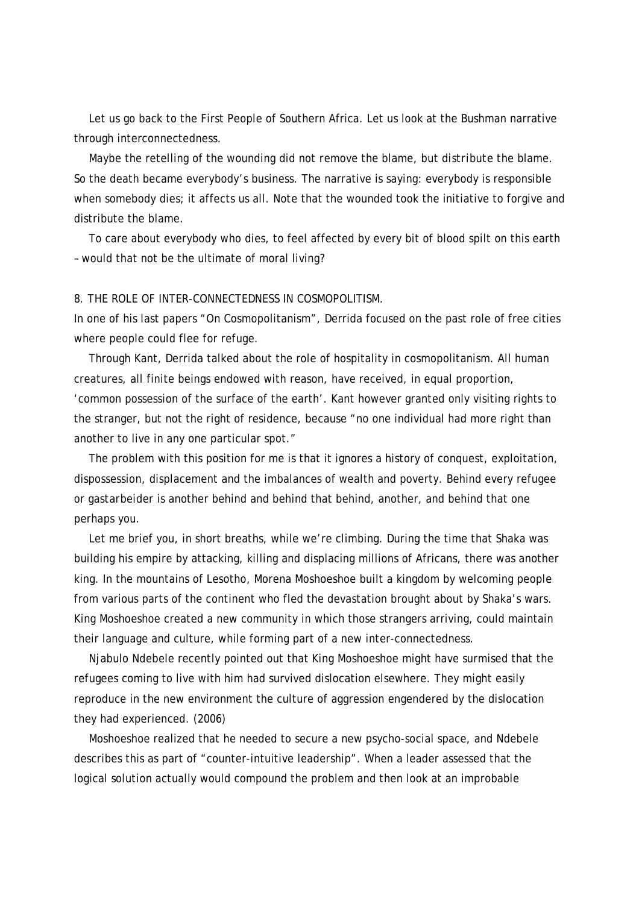Let us go back to the First People of Southern Africa. Let us look at the Bushman narrative through interconnectedness.

Maybe the retelling of the wounding did not remove the blame, but distribute the blame. So the death became everybody's business. The narrative is saying: everybody is responsible when somebody dies; it affects us all. Note that the wounded took the initiative to forgive and distribute the blame.

To care about everybody who dies, to feel affected by every bit of blood spilt on this earth – would that not be the ultimate of moral living?

## 8. THE ROLE OF INTER-CONNECTEDNESS IN COSMOPOLITISM.

In one of his last papers "On Cosmopolitanism", Derrida focused on the past role of free cities where people could flee for refuge.

Through Kant, Derrida talked about the role of hospitality in cosmopolitanism. All human creatures, all finite beings endowed with reason, have received, in equal proportion, 'common possession of the surface of the earth'. Kant however granted only visiting rights to the stranger, but not the right of residence, because "no one individual had more right than another to live in any one particular spot."

The problem with this position for me is that it ignores a history of conquest, exploitation, dispossession, displacement and the imbalances of wealth and poverty. Behind every refugee or gastarbeider is another behind and behind that behind, another, and behind that one perhaps you.

Let me brief you, in short breaths, while we're climbing. During the time that Shaka was building his empire by attacking, killing and displacing millions of Africans, there was another king. In the mountains of Lesotho, Morena Moshoeshoe built a kingdom by welcoming people from various parts of the continent who fled the devastation brought about by Shaka's wars. King Moshoeshoe created a new community in which those strangers arriving, could maintain their language and culture, while forming part of a new inter-connectedness.

Njabulo Ndebele recently pointed out that King Moshoeshoe might have surmised that the refugees coming to live with him had survived dislocation elsewhere. They might easily reproduce in the new environment the culture of aggression engendered by the dislocation they had experienced. (2006)

Moshoeshoe realized that he needed to secure a new psycho-social space, and Ndebele describes this as part of "counter-intuitive leadership". When a leader assessed that the logical solution actually would compound the problem and then look at an improbable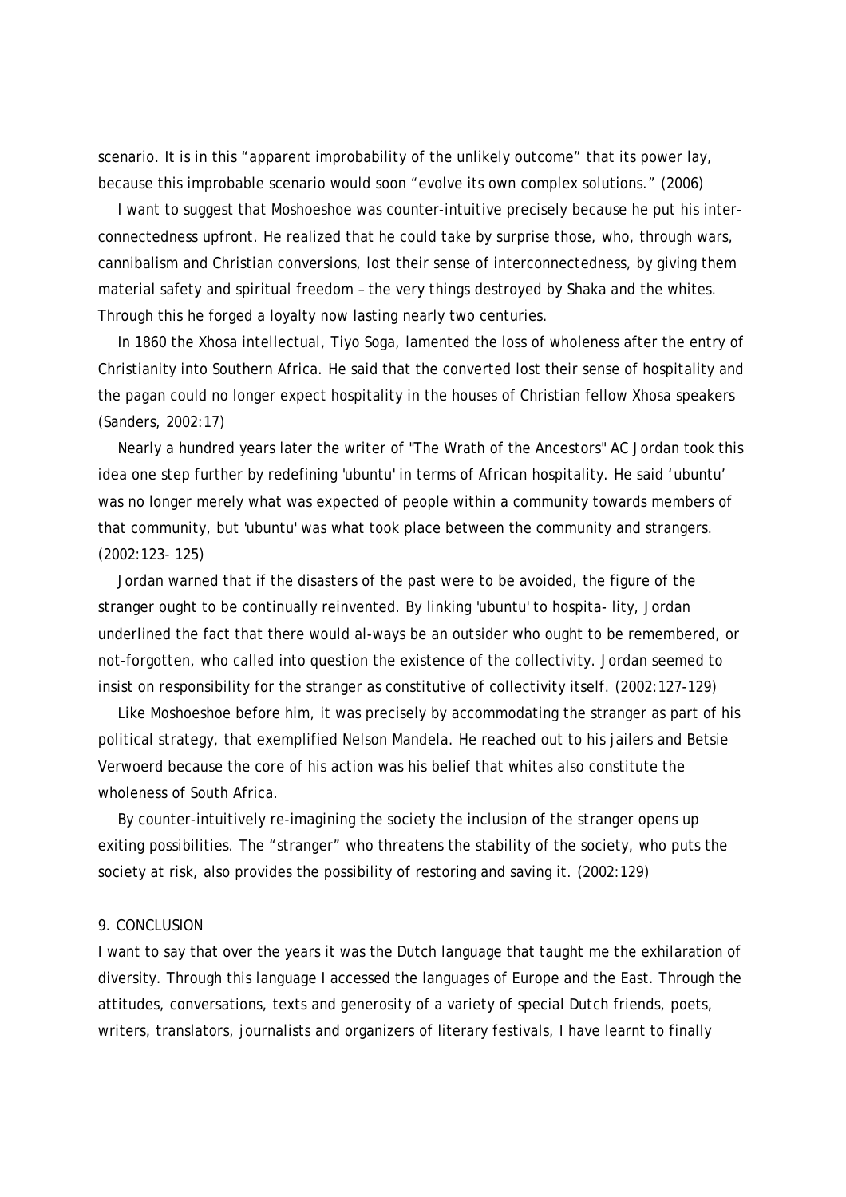scenario. It is in this "apparent improbability of the unlikely outcome" that its power lay, because this improbable scenario would soon "evolve its own complex solutions." (2006)

I want to suggest that Moshoeshoe was counter-intuitive precisely because he put his inter-connectedness upfront. He realized that he could take by surprise those, who, through wars, cannibalism and Christian conversions, lost their sense of interconnectedness, by giving them material safety and spiritual freedom – the very things destroyed by Shaka and the whites. Through this he forged a loyalty now lasting nearly two centuries.

In 1860 the Xhosa intellectual, Tiyo Soga, lamented the loss of wholeness after the entry of Christianity into Southern Africa. He said that the converted lost their sense of hospitality and the pagan could no longer expect hospitality in the houses of Christian fellow Xhosa speakers (Sanders, 2002:17)

Nearly a hundred years later the writer of "The Wrath of the Ancestors" AC Jordan took this idea one step further by redefining 'ubuntu' in terms of African hospitality. He said 'ubuntu' was no longer merely what was expected of people within a community towards members of that community, but 'ubuntu' was what took place between the community and strangers. (2002:123- 125)

Jordan warned that if the disasters of the past were to be avoided, the figure of the stranger ought to be continually reinvented. By linking 'ubuntu' to hospita- lity, Jordan underlined the fact that there would al-ways be an outsider who ought to be remembered, or not-forgotten, who called into question the existence of the collectivity. Jordan seemed to insist on responsibility for the stranger as constitutive of collectivity itself. (2002:127-129)

Like Moshoeshoe before him, it was precisely by accommodating the stranger as part of his political strategy, that exemplified Nelson Mandela. He reached out to his jailers and Betsie Verwoerd because the core of his action was his belief that whites also constitute the wholeness of South Africa.

By counter-intuitively re-imagining the society the inclusion of the stranger opens up exiting possibilities. The "stranger" who threatens the stability of the society, who puts the society at risk, also provides the possibility of restoring and saving it. (2002:129)

## 9. CONCLUSION

I want to say that over the years it was the Dutch language that taught me the exhilaration of diversity. Through this language I accessed the languages of Europe and the East. Through the attitudes, conversations, texts and generosity of a variety of special Dutch friends, poets, writers, translators, journalists and organizers of literary festivals, I have learnt to finally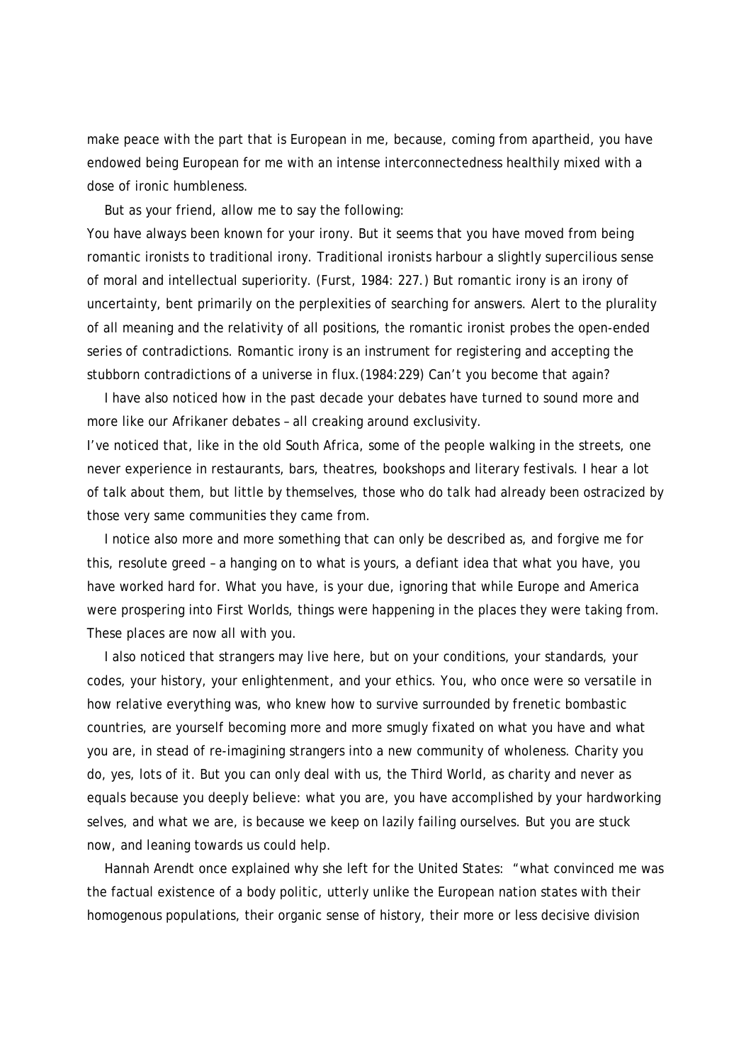make peace with the part that is European in me, because, coming from apartheid, you have endowed being European for me with an intense interconnectedness healthily mixed with a dose of ironic humbleness.

But as your friend, allow me to say the following:

You have always been known for your irony. But it seems that you have moved from being romantic ironists to traditional irony. Traditional ironists harbour a slightly supercilious sense of moral and intellectual superiority. (Furst, 1984: 227.) But romantic irony is an irony of uncertainty, bent primarily on the perplexities of searching for answers. Alert to the plurality of all meaning and the relativity of all positions, the romantic ironist probes the open-ended series of contradictions. Romantic irony is an instrument for registering and accepting the stubborn contradictions of a universe in flux.(1984:229) Can't you become that again?

I have also noticed how in the past decade your debates have turned to sound more and more like our Afrikaner debates – all creaking around exclusivity.

I've noticed that, like in the old South Africa, some of the people walking in the streets, one never experience in restaurants, bars, theatres, bookshops and literary festivals. I hear a lot of talk about them, but little by themselves, those who do talk had already been ostracized by those very same communities they came from.

I notice also more and more something that can only be described as, and forgive me for this, resolute greed – a hanging on to what is yours, a defiant idea that what you have, you have worked hard for. What you have, is your due, ignoring that while Europe and America were prospering into First Worlds, things were happening in the places they were taking from. These places are now all with you.

I also noticed that strangers may live here, but on your conditions, your standards, your codes, your history, your enlightenment, and your ethics. You, who once were so versatile in how relative everything was, who knew how to survive surrounded by frenetic bombastic countries, are yourself becoming more and more smugly fixated on what you have and what you are, in stead of re-imagining strangers into a new community of wholeness. Charity you do, yes, lots of it. But you can only deal with us, the Third World, as charity and never as equals because you deeply believe: what you are, you have accomplished by your hardworking selves, and what we are, is because we keep on lazily failing ourselves. But you are stuck now, and leaning towards us could help.

Hannah Arendt once explained why she left for the United States: "what convinced me was the factual existence of a body politic, utterly unlike the European nation states with their homogenous populations, their organic sense of history, their more or less decisive division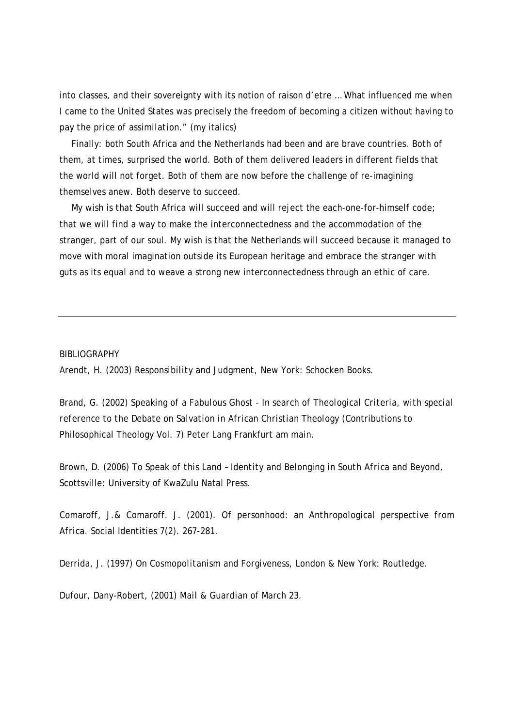into classes, and their sovereignty with its notion of raison d'etre … What influenced me when I came to the United States was precisely the freedom of becoming a citizen without having to pay *the price of assimilation*." (my italics)

Finally: both South Africa and the Netherlands had been and are brave countries. Both of them, at times, surprised the world. Both of them delivered leaders in different fields that the world will not forget. Both of them are now before the challenge of re-imagining themselves anew. Both deserve to succeed.

My wish is that South Africa will succeed and will reject the each-one-for-himself code; that we will find a way to make the interconnectedness and the accommodation of the stranger, part of our soul. My wish is that the Netherlands will succeed because it managed to move with moral imagination outside its European heritage and embrace the stranger with guts as its equal and to weave a strong new interconnectedness through an ethic of care.

---

BIBLIOGRAPHY

Arendt, H. (2003) *Responsibility and Judgment*, New York: Schocken Books.

Brand, G. (2002) *Speaking of a Fabulous Ghost - In search of Theological Criteria, with special reference to the Debate on Salvation in African Christian Theology* (Contributions to Philosophical Theology Vol. 7) Peter Lang Frankfurt am main.

Brown, D. (2006) *To Speak of this Land – Identity and Belonging in South Africa and Beyond*, Scottsville: University of KwaZulu Natal Press.

Comaroff, J.& Comaroff. J. (2001). Of personhood: an Anthropological perspective from Africa. *Social Identities* 7(2). 267-281.

Derrida, J. (1997) *On Cosmopolitanism and Forgiveness*, London & New York: Routledge.

Dufour, Dany-Robert, (2001) *Mail & Guardian* of March 23.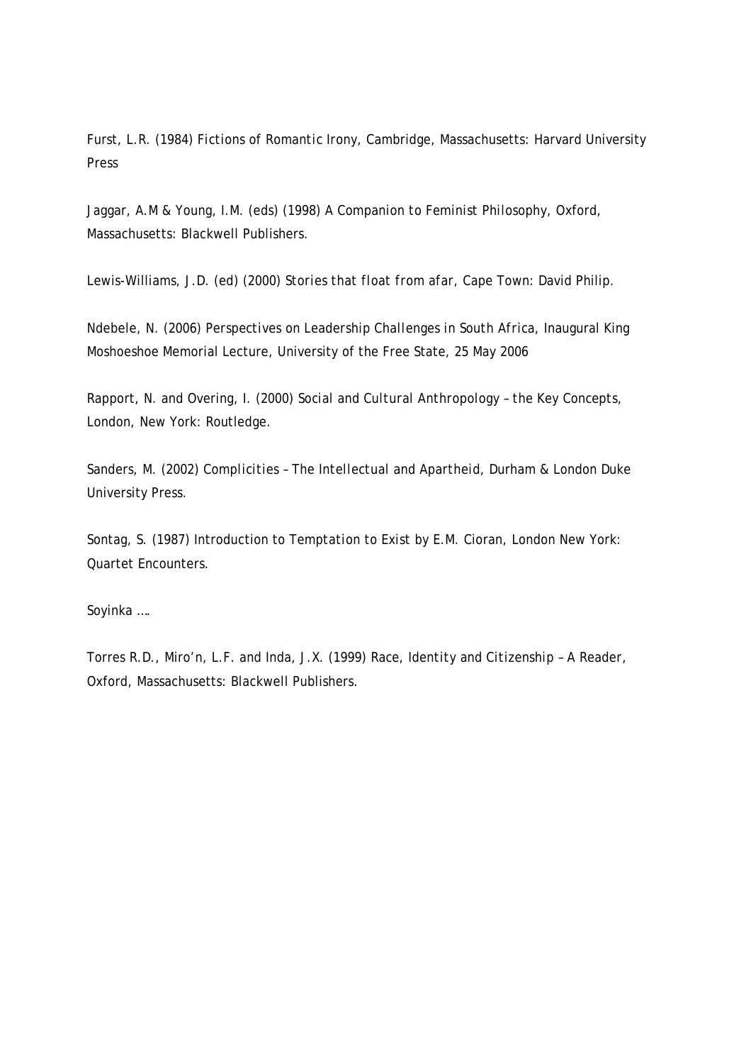Furst, L.R. (1984) *Fictions of Romantic Irony*, Cambridge, Massachusetts: Harvard University Press

Jaggar, A.M & Young, I.M. (eds) (1998) *A Companion to Feminist Philosophy*, Oxford, Massachusetts: Blackwell Publishers.

Lewis-Williams, J.D. (ed) (2000) *Stories that float from afar*, Cape Town: David Philip.

Ndebele, N. (2006) *Perspectives on Leadership Challenges in South Africa*, Inaugural King Moshoeshoe Memorial Lecture, University of the Free State, 25 May 2006

Rapport, N. and Overing, I. (2000) *Social and Cultural Anthropology – the Key Concepts*, London, New York: Routledge.

Sanders, M. (2002) *Complicities – The Intellectual and Apartheid*, Durham & London Duke University Press.

Sontag, S. (1987) Introduction to *Temptation to Exist* by E.M. Cioran, London New York: Quartet Encounters.

Soyinka ….

Torres R.D., Miro'n, L.F. and Inda, J.X. (1999) *Race, Identity and Citizenship – A Reader*, Oxford, Massachusetts: Blackwell Publishers.